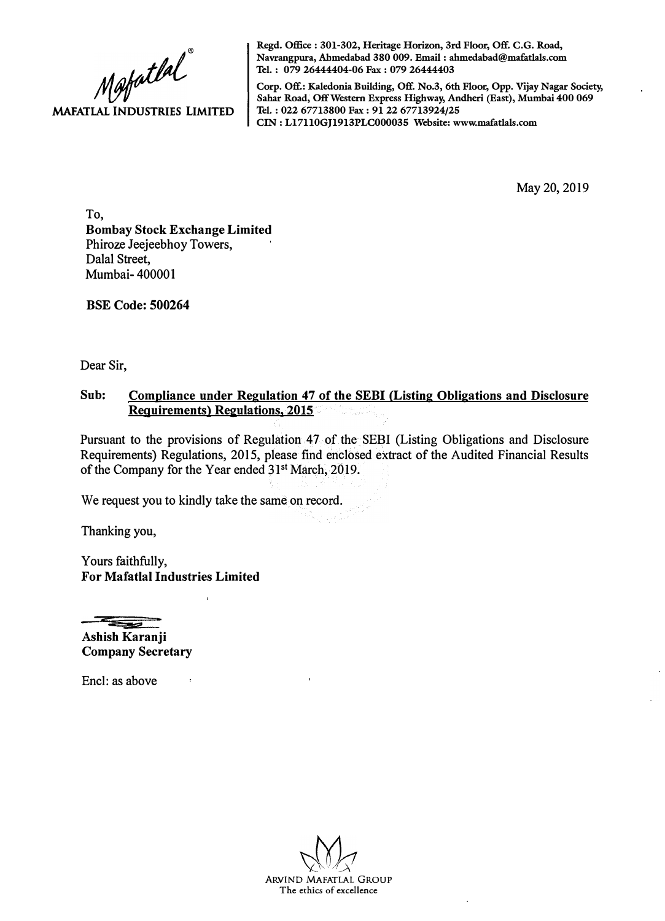**MAFATLAL INDUSTRIES LIMITED**

Regd. Office : 301-302, Heritage Horizon, 3rd Floor, Off. C.G. Road, Navrangpura, Ahmedabad 380 009. Email : ahmedabad@mafatlals.com
Tel. : 079 26444404-06 Fax : 079 26444403

Corp. Off.: Kaledonia Building, Off. No.3, 6th Floor, Opp. Vijay Nagar Society, Sahar Road, Off Western Express Highway, Andheri (East), Mumbai 400 069
Tel. : 022 67713800 Fax : 91 22 67713924/25
CIN : L17110GJ1913PLC000035 Website: www.mafatlals.com

May 20, 2019

To,
**Bombay Stock Exchange Limited**
Phiroze Jeejeebhoy Towers,
Dalal Street,
Mumbai- 400001

**BSE Code: 500264**

Dear Sir,

**Sub: Compliance under Regulation 47 of the SEBI (Listing Obligations and Disclosure Requirements) Regulations, 2015**

Pursuant to the provisions of Regulation 47 of the SEBI (Listing Obligations and Disclosure Requirements) Regulations, 2015, please find enclosed extract of the Audited Financial Results of the Company for the Year ended 31st March, 2019.

We request you to kindly take the same on record.

Thanking you,

Yours faithfully,
**For Mafatlal Industries Limited**

**Ashish Karanji**
**Company Secretary**

Encl: as above

ARVIND MAFATLAL GROUP
The ethics of excellence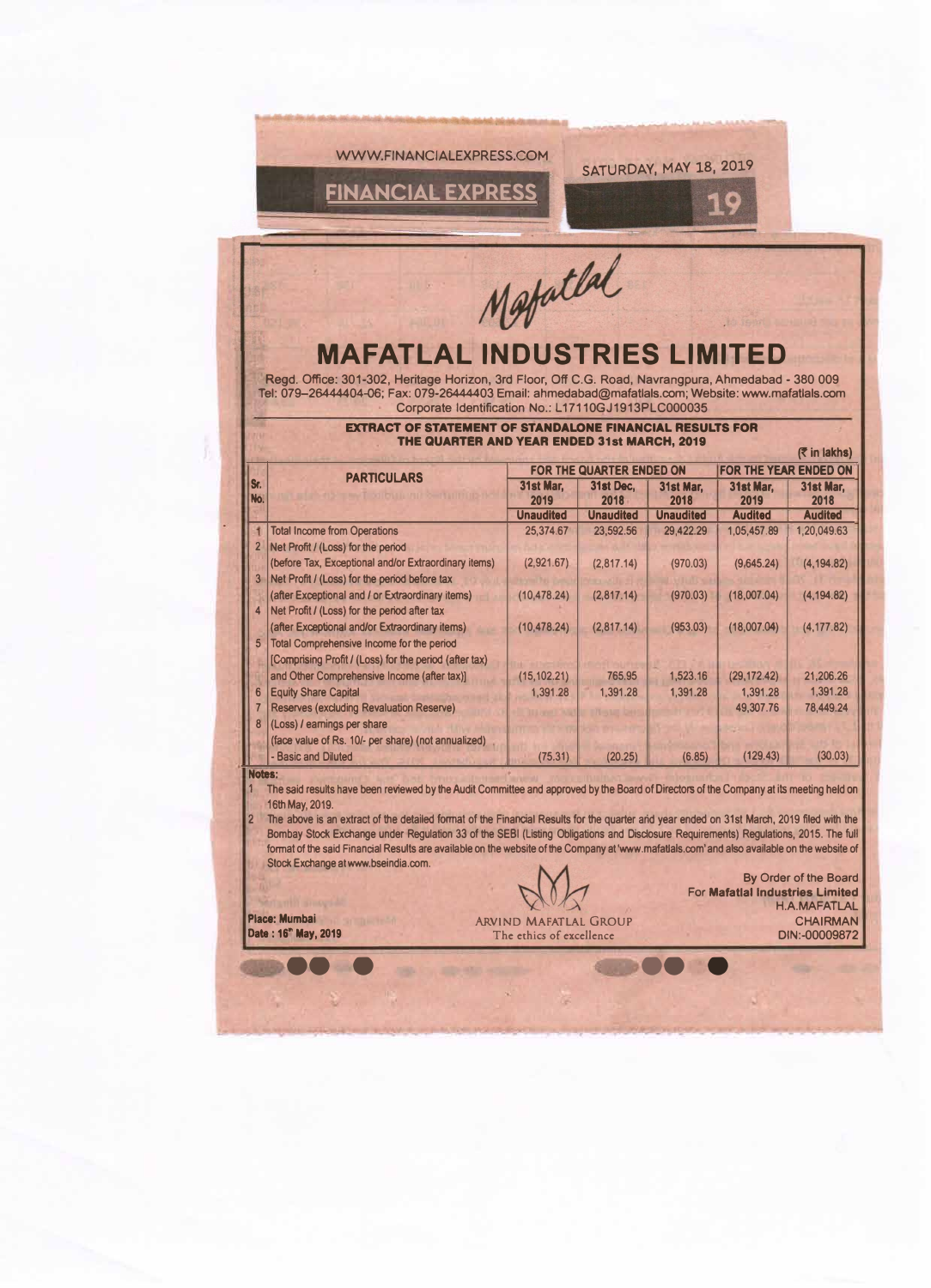Mafatlal

# MAFATLAL INDUSTRIES LIMITED

Regd. Office: 301-302, Heritage Horizon, 3rd Floor, Off C.G. Road, Navrangpura, Ahmedabad - 380 009
Tel: 079–26444404-06; Fax: 079-26444403 Email: ahmedabad@mafatlals.com; Website: www.mafatlals.com
Corporate Identification No.: L17110GJ1913PLC000035

**EXTRACT OF STATEMENT OF STANDALONE FINANCIAL RESULTS FOR THE QUARTER AND YEAR ENDED 31st MARCH, 2019**

(₹ in lakhs)

| Sr. No. | PARTICULARS | FOR THE QUARTER ENDED ON | | | FOR THE YEAR ENDED ON | |
|---|---|---|---|---|---|---|
| | | 31st Mar, 2019 | 31st Dec, 2018 | 31st Mar, 2018 | 31st Mar, 2019 | 31st Mar, 2018 |
| | | Unaudited | Unaudited | Unaudited | Audited | Audited |
| 1 | Total Income from Operations | 25,374.67 | 23,592.56 | 29,422.29 | 1,05,457.89 | 1,20,049.63 |
| 2 | Net Profit / (Loss) for the period (before Tax, Exceptional and/or Extraordinary items) | (2,921.67) | (2,817.14) | (970.03) | (9,645.24) | (4,194.82) |
| 3 | Net Profit / (Loss) for the period before tax (after Exceptional and / or Extraordinary items) | (10,478.24) | (2,817.14) | (970.03) | (18,007.04) | (4,194.82) |
| 4 | Net Profit / (Loss) for the period after tax (after Exceptional and/or Extraordinary items) | (10,478.24) | (2,817.14) | (953.03) | (18,007.04) | (4,177.82) |
| 5 | Total Comprehensive Income for the period [Comprising Profit / (Loss) for the period (after tax) and Other Comprehensive Income (after tax)] | (15,102.21) | 765.95 | 1,523.16 | (29,172.42) | 21,206.26 |
| 6 | Equity Share Capital | 1,391.28 | 1,391.28 | 1,391.28 | 1,391.28 | 1,391.28 |
| 7 | Reserves (excluding Revaluation Reserve) | | | | 49,307.76 | 78,449.24 |
| 8 | (Loss) / earnings per share (face value of Rs. 10/- per share) (not annualized) - Basic and Diluted | (75.31) | (20.25) | (6.85) | (129.43) | (30.03) |

**Notes:**

1. The said results have been reviewed by the Audit Committee and approved by the Board of Directors of the Company at its meeting held on 16th May, 2019.
2. The above is an extract of the detailed format of the Financial Results for the quarter and year ended on 31st March, 2019 filed with the Bombay Stock Exchange under Regulation 33 of the SEBI (Listing Obligations and Disclosure Requirements) Regulations, 2015. The full format of the said Financial Results are available on the website of the Company at 'www.mafatlals.com' and also available on the website of Stock Exchange at www.bseindia.com.

ARVIND MAFATLAL GROUP
The ethics of excellence

By Order of the Board
For **Mafatlal Industries Limited**
H.A.MAFATLAL
CHAIRMAN
DIN:-00009872

**Place: Mumbai**
**Date : 16th May, 2019**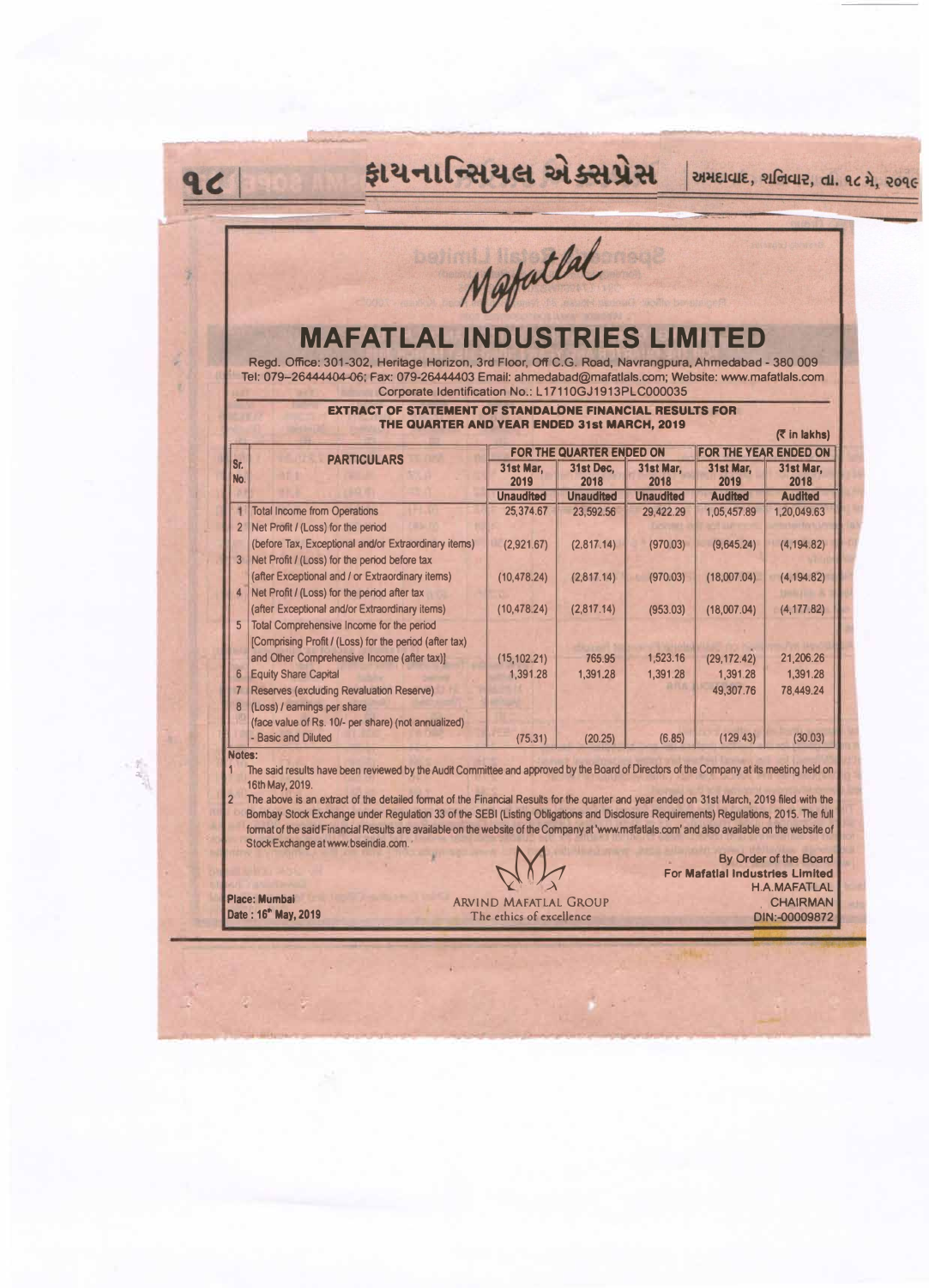ફાયનાન્સિયલ એક્સપ્રેસ | અમદાવાદ, શનિવાર, તા. ૧૮ મે, ૨૦૧૯

Mafatlal

# MAFATLAL INDUSTRIES LIMITED

Regd. Office: 301-302, Heritage Horizon, 3rd Floor, Off C.G. Road, Navrangpura, Ahmedabad - 380 009
Tel: 079-26444404-06; Fax: 079-26444403 Email: ahmedabad@mafatlals.com; Website: www.mafatlals.com
Corporate Identification No.: L17110GJ1913PLC000035

**EXTRACT OF STATEMENT OF STANDALONE FINANCIAL RESULTS FOR THE QUARTER AND YEAR ENDED 31st MARCH, 2019**

(₹ in lakhs)

| Sr. No. | PARTICULARS | FOR THE QUARTER ENDED ON | | | FOR THE YEAR ENDED ON | |
|---|---|---|---|---|---|---|
| | | 31st Mar, 2019 | 31st Dec, 2018 | 31st Mar, 2018 | 31st Mar, 2019 | 31st Mar, 2018 |
| | | Unaudited | Unaudited | Unaudited | Audited | Audited |
| 1 | Total Income from Operations | 25,374.67 | 23,592.56 | 29,422.29 | 1,05,457.89 | 1,20,049.63 |
| 2 | Net Profit / (Loss) for the period (before Tax, Exceptional and/or Extraordinary items) | (2,921.67) | (2,817.14) | (970.03) | (9,645.24) | (4,194.82) |
| 3 | Net Profit / (Loss) for the period before tax (after Exceptional and / or Extraordinary items) | (10,478.24) | (2,817.14) | (970.03) | (18,007.04) | (4,194.82) |
| 4 | Net Profit / (Loss) for the period after tax (after Exceptional and/or Extraordinary items) | (10,478.24) | (2,817.14) | (953.03) | (18,007.04) | (4,177.82) |
| 5 | Total Comprehensive Income for the period [Comprising Profit / (Loss) for the period (after tax) and Other Comprehensive Income (after tax)] | (15,102.21) | 765.95 | 1,523.16 | (29,172.42) | 21,206.26 |
| 6 | Equity Share Capital | 1,391.28 | 1,391.28 | 1,391.28 | 1,391.28 | 1,391.28 |
| 7 | Reserves (excluding Revaluation Reserve) | | | | 49,307.76 | 78,449.24 |
| 8 | (Loss) / earnings per share (face value of Rs. 10/- per share) (not annualized) - Basic and Diluted | (75.31) | (20.25) | (6.85) | (129.43) | (30.03) |

**Notes:**

1. The said results have been reviewed by the Audit Committee and approved by the Board of Directors of the Company at its meeting held on 16th May, 2019.
2. The above is an extract of the detailed format of the Financial Results for the quarter and year ended on 31st March, 2019 filed with the Bombay Stock Exchange under Regulation 33 of the SEBI (Listing Obligations and Disclosure Requirements) Regulations, 2015. The full format of the said Financial Results are available on the website of the Company at 'www.mafatlals.com' and also available on the website of Stock Exchange at www.bseindia.com.

By Order of the Board
**For Mafatlal Industries Limited**
H.A.MAFATLAL
CHAIRMAN
DIN:-00009872

**Place: Mumbai**
**Date : 16th May, 2019**

ARVIND MAFATLAL GROUP
The ethics of excellence